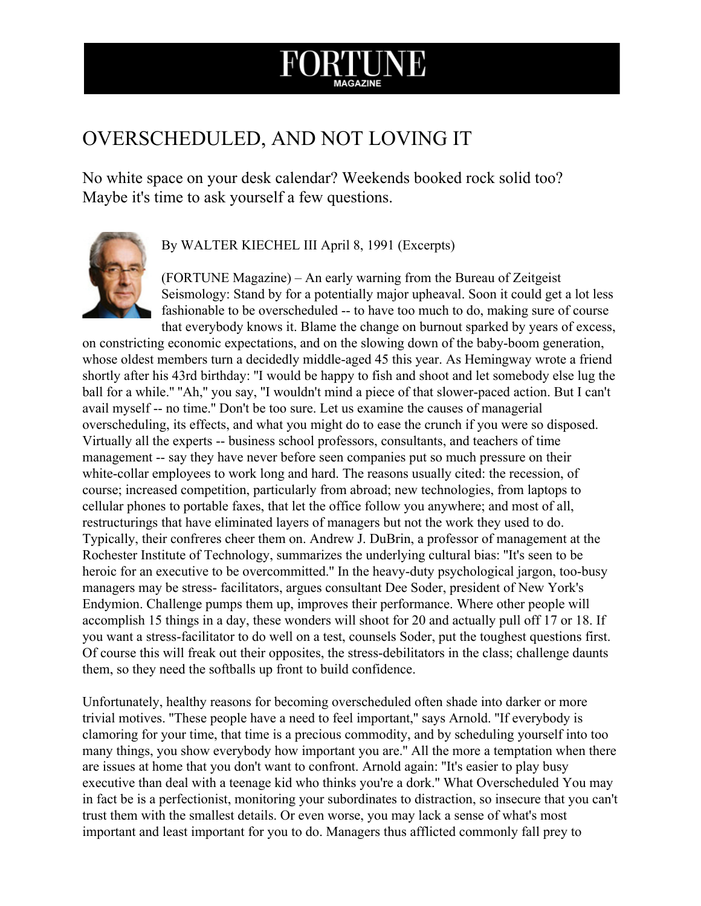# FORTUNE MAGAZINE

## OVERSCHEDULED, AND NOT LOVING IT

No white space on your desk calendar? Weekends booked rock solid too? Maybe it's time to ask yourself a few questions.

By WALTER KIECHEL III April 8, 1991 (Excerpts)

(FORTUNE Magazine) – An early warning from the Bureau of Zeitgeist Seismology: Stand by for a potentially major upheaval. Soon it could get a lot less fashionable to be overscheduled -- to have too much to do, making sure of course that everybody knows it. Blame the change on burnout sparked by years of excess, on constricting economic expectations, and on the slowing down of the baby-boom generation, whose oldest members turn a decidedly middle-aged 45 this year. As Hemingway wrote a friend shortly after his 43rd birthday: "I would be happy to fish and shoot and let somebody else lug the ball for a while." "Ah," you say, "I wouldn't mind a piece of that slower-paced action. But I can't avail myself -- no time." Don't be too sure. Let us examine the causes of managerial overscheduling, its effects, and what you might do to ease the crunch if you were so disposed. Virtually all the experts -- business school professors, consultants, and teachers of time management -- say they have never before seen companies put so much pressure on their white-collar employees to work long and hard. The reasons usually cited: the recession, of course; increased competition, particularly from abroad; new technologies, from laptops to cellular phones to portable faxes, that let the office follow you anywhere; and most of all, restructurings that have eliminated layers of managers but not the work they used to do. Typically, their confreres cheer them on. Andrew J. DuBrin, a professor of management at the Rochester Institute of Technology, summarizes the underlying cultural bias: "It's seen to be heroic for an executive to be overcommitted." In the heavy-duty psychological jargon, too-busy managers may be stress- facilitators, argues consultant Dee Soder, president of New York's Endymion. Challenge pumps them up, improves their performance. Where other people will accomplish 15 things in a day, these wonders will shoot for 20 and actually pull off 17 or 18. If you want a stress-facilitator to do well on a test, counsels Soder, put the toughest questions first. Of course this will freak out their opposites, the stress-debilitators in the class; challenge daunts them, so they need the softballs up front to build confidence.

Unfortunately, healthy reasons for becoming overscheduled often shade into darker or more trivial motives. "These people have a need to feel important," says Arnold. "If everybody is clamoring for your time, that time is a precious commodity, and by scheduling yourself into too many things, you show everybody how important you are." All the more a temptation when there are issues at home that you don't want to confront. Arnold again: "It's easier to play busy executive than deal with a teenage kid who thinks you're a dork." What Overscheduled You may in fact be is a perfectionist, monitoring your subordinates to distraction, so insecure that you can't trust them with the smallest details. Or even worse, you may lack a sense of what's most important and least important for you to do. Managers thus afflicted commonly fall prey to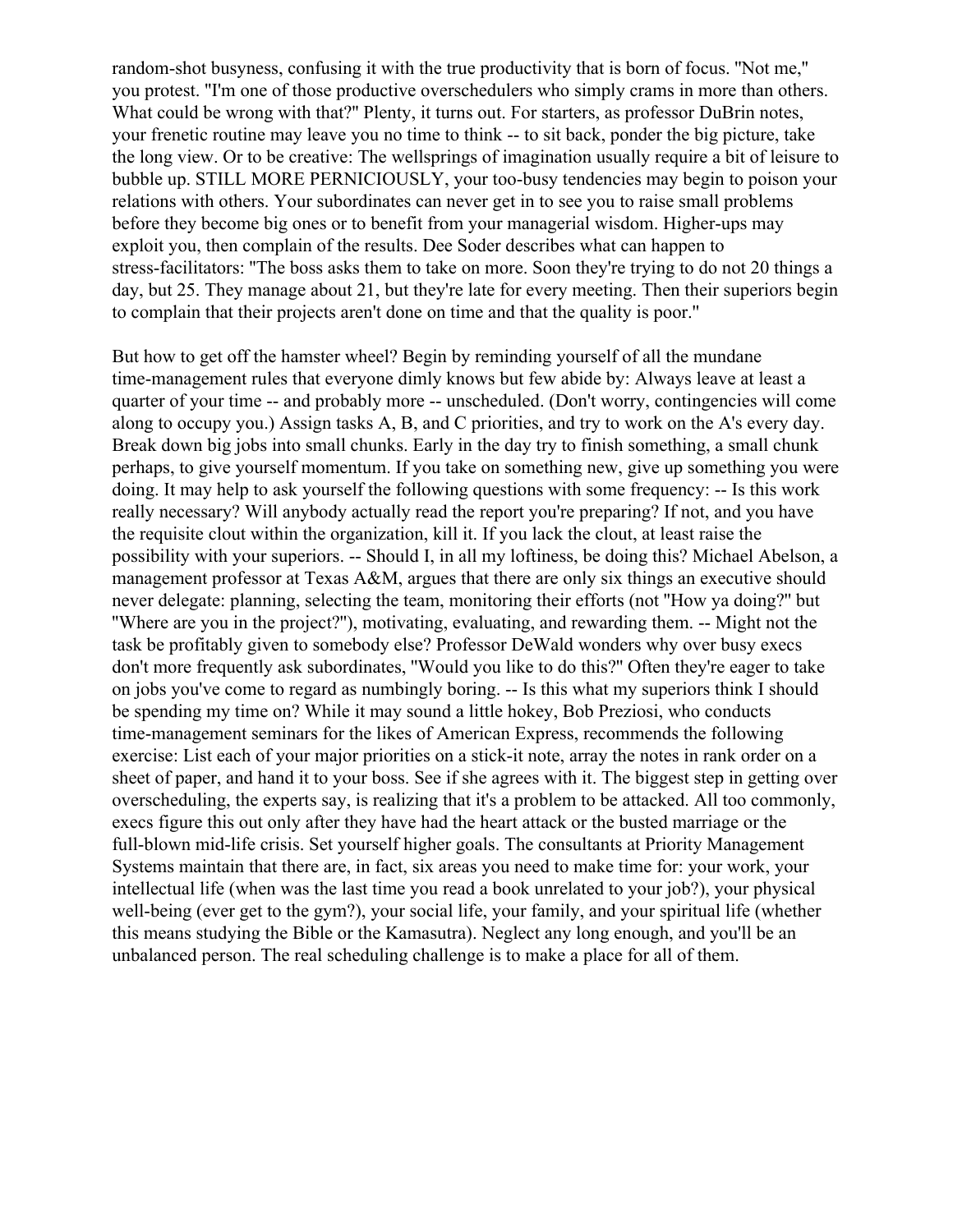random-shot busyness, confusing it with the true productivity that is born of focus. "Not me," you protest. "I'm one of those productive overschedulers who simply crams in more than others. What could be wrong with that?" Plenty, it turns out. For starters, as professor DuBrin notes, your frenetic routine may leave you no time to think -- to sit back, ponder the big picture, take the long view. Or to be creative: The wellsprings of imagination usually require a bit of leisure to bubble up. STILL MORE PERNICIOUSLY, your too-busy tendencies may begin to poison your relations with others. Your subordinates can never get in to see you to raise small problems before they become big ones or to benefit from your managerial wisdom. Higher-ups may exploit you, then complain of the results. Dee Soder describes what can happen to stress-facilitators: "The boss asks them to take on more. Soon they're trying to do not 20 things a day, but 25. They manage about 21, but they're late for every meeting. Then their superiors begin to complain that their projects aren't done on time and that the quality is poor."

But how to get off the hamster wheel? Begin by reminding yourself of all the mundane time-management rules that everyone dimly knows but few abide by: Always leave at least a quarter of your time -- and probably more -- unscheduled. (Don't worry, contingencies will come along to occupy you.) Assign tasks A, B, and C priorities, and try to work on the A's every day. Break down big jobs into small chunks. Early in the day try to finish something, a small chunk perhaps, to give yourself momentum. If you take on something new, give up something you were doing. It may help to ask yourself the following questions with some frequency: -- Is this work really necessary? Will anybody actually read the report you're preparing? If not, and you have the requisite clout within the organization, kill it. If you lack the clout, at least raise the possibility with your superiors. -- Should I, in all my loftiness, be doing this? Michael Abelson, a management professor at Texas A&M, argues that there are only six things an executive should never delegate: planning, selecting the team, monitoring their efforts (not "How ya doing?" but "Where are you in the project?"), motivating, evaluating, and rewarding them. -- Might not the task be profitably given to somebody else? Professor DeWald wonders why over busy execs don't more frequently ask subordinates, "Would you like to do this?" Often they're eager to take on jobs you've come to regard as numbingly boring. -- Is this what my superiors think I should be spending my time on? While it may sound a little hokey, Bob Preziosi, who conducts time-management seminars for the likes of American Express, recommends the following exercise: List each of your major priorities on a stick-it note, array the notes in rank order on a sheet of paper, and hand it to your boss. See if she agrees with it. The biggest step in getting over overscheduling, the experts say, is realizing that it's a problem to be attacked. All too commonly, execs figure this out only after they have had the heart attack or the busted marriage or the full-blown mid-life crisis. Set yourself higher goals. The consultants at Priority Management Systems maintain that there are, in fact, six areas you need to make time for: your work, your intellectual life (when was the last time you read a book unrelated to your job?), your physical well-being (ever get to the gym?), your social life, your family, and your spiritual life (whether this means studying the Bible or the Kamasutra). Neglect any long enough, and you'll be an unbalanced person. The real scheduling challenge is to make a place for all of them.